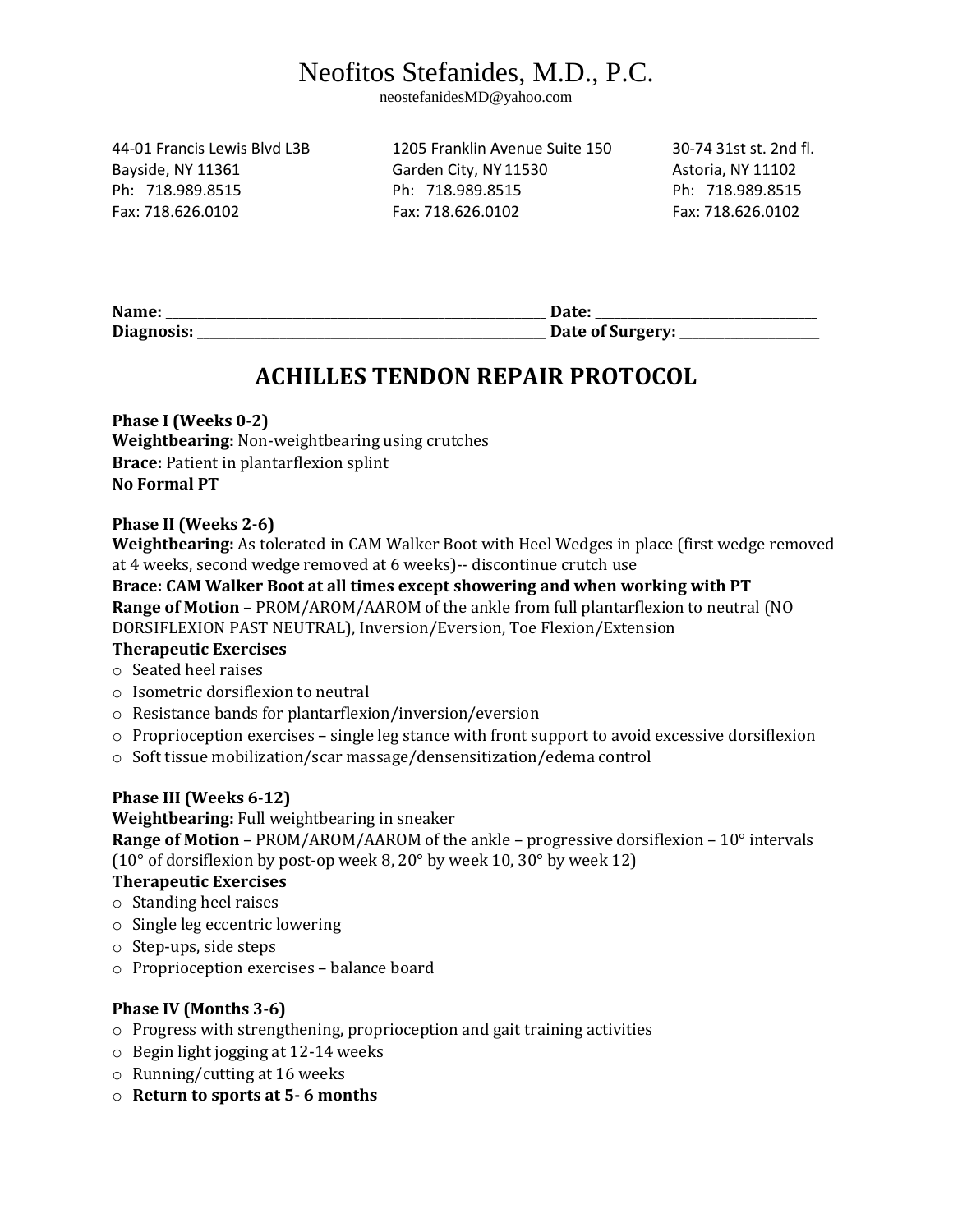# Neofitos Stefanides, M.D., P.C.

neostefanidesMD@yahoo.com

44-01 Francis Lewis Blvd L3B
Bayside, NY 11361
Ph: 718.989.8515
Fax: 718.626.0102

1205 Franklin Avenue Suite 150
Garden City, NY 11530
Ph: 718.989.8515
Fax: 718.626.0102

30-74 31st st. 2nd fl.
Astoria, NY 11102
Ph: 718.989.8515
Fax: 718.626.0102

**Name:** ______________________________________________ **Date:** ____________________________
**Diagnosis:** __________________________________________ **Date of Surgery:** __________________

## ACHILLES TENDON REPAIR PROTOCOL

**Phase I (Weeks 0-2)**
**Weightbearing:** Non-weightbearing using crutches
**Brace:** Patient in plantarflexion splint
**No Formal PT**

**Phase II (Weeks 2-6)**
**Weightbearing:** As tolerated in CAM Walker Boot with Heel Wedges in place (first wedge removed at 4 weeks, second wedge removed at 6 weeks)-- discontinue crutch use
**Brace: CAM Walker Boot at all times except showering and when working with PT**
**Range of Motion** – PROM/AROM/AAROM of the ankle from full plantarflexion to neutral (NO DORSIFLEXION PAST NEUTRAL), Inversion/Eversion, Toe Flexion/Extension
**Therapeutic Exercises**

- Seated heel raises
- Isometric dorsiflexion to neutral
- Resistance bands for plantarflexion/inversion/eversion
- Proprioception exercises – single leg stance with front support to avoid excessive dorsiflexion
- Soft tissue mobilization/scar massage/densensitization/edema control

**Phase III (Weeks 6-12)**
**Weightbearing:** Full weightbearing in sneaker
**Range of Motion** – PROM/AROM/AAROM of the ankle – progressive dorsiflexion – 10° intervals (10° of dorsiflexion by post-op week 8, 20° by week 10, 30° by week 12)
**Therapeutic Exercises**

- Standing heel raises
- Single leg eccentric lowering
- Step-ups, side steps
- Proprioception exercises – balance board

**Phase IV (Months 3-6)**

- Progress with strengthening, proprioception and gait training activities
- Begin light jogging at 12-14 weeks
- Running/cutting at 16 weeks
- **Return to sports at 5- 6 months**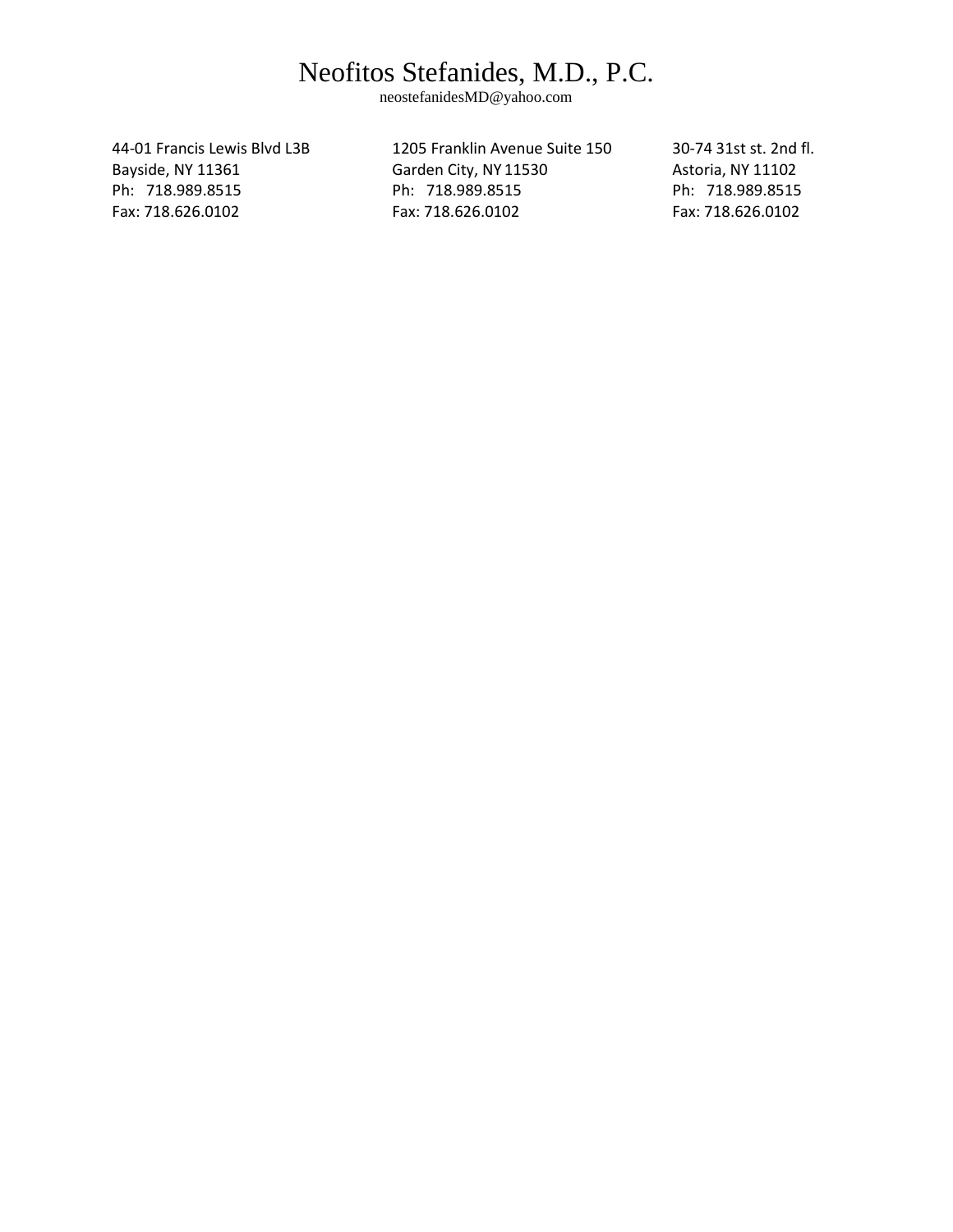# Neofitos Stefanides, M.D., P.C.

neostefanidesMD@yahoo.com

44-01 Francis Lewis Blvd L3B
Bayside, NY 11361
Ph: 718.989.8515
Fax: 718.626.0102

1205 Franklin Avenue Suite 150
Garden City, NY 11530
Ph: 718.989.8515
Fax: 718.626.0102

30-74 31st st. 2nd fl.
Astoria, NY 11102
Ph: 718.989.8515
Fax: 718.626.0102